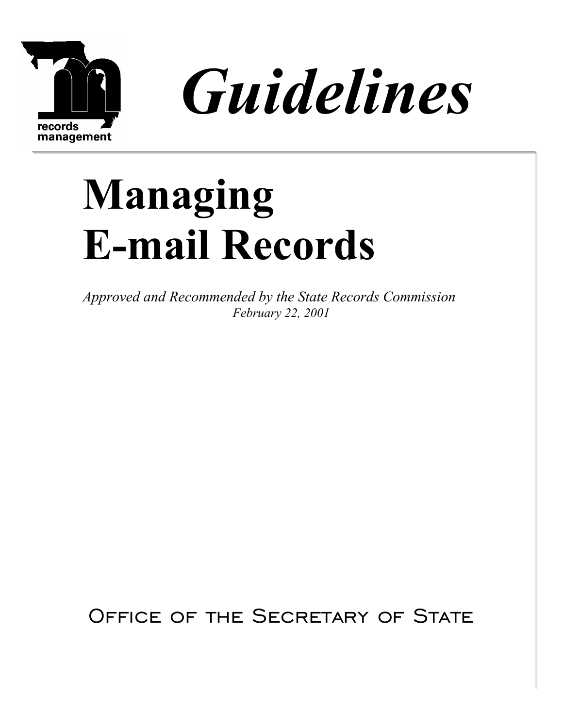records management

# *Guidelines*

# Managing E-mail Records

*Approved and Recommended by the State Records Commission*
*February 22, 2001*

Office of the Secretary of State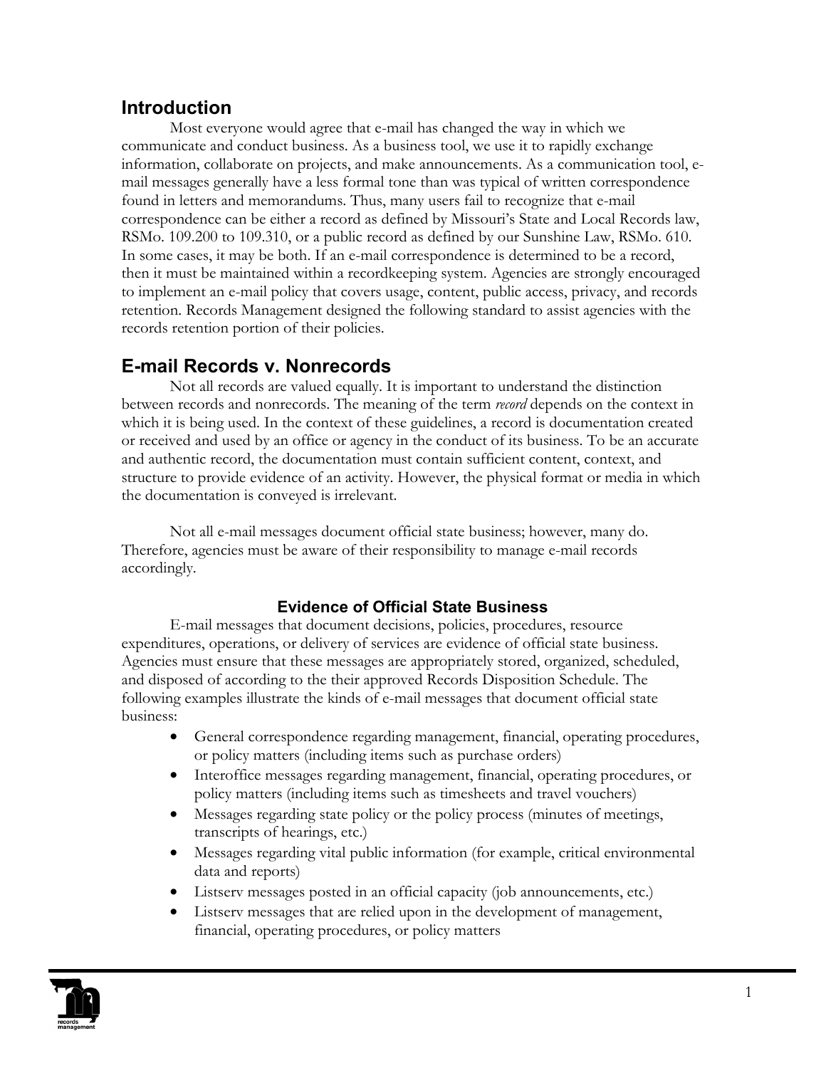## Introduction

Most everyone would agree that e-mail has changed the way in which we communicate and conduct business. As a business tool, we use it to rapidly exchange information, collaborate on projects, and make announcements. As a communication tool, e-mail messages generally have a less formal tone than was typical of written correspondence found in letters and memorandums. Thus, many users fail to recognize that e-mail correspondence can be either a record as defined by Missouri's State and Local Records law, RSMo. 109.200 to 109.310, or a public record as defined by our Sunshine Law, RSMo. 610. In some cases, it may be both. If an e-mail correspondence is determined to be a record, then it must be maintained within a recordkeeping system. Agencies are strongly encouraged to implement an e-mail policy that covers usage, content, public access, privacy, and records retention. Records Management designed the following standard to assist agencies with the records retention portion of their policies.

## E-mail Records v. Nonrecords

Not all records are valued equally. It is important to understand the distinction between records and nonrecords. The meaning of the term *record* depends on the context in which it is being used. In the context of these guidelines, a record is documentation created or received and used by an office or agency in the conduct of its business. To be an accurate and authentic record, the documentation must contain sufficient content, context, and structure to provide evidence of an activity. However, the physical format or media in which the documentation is conveyed is irrelevant.

Not all e-mail messages document official state business; however, many do. Therefore, agencies must be aware of their responsibility to manage e-mail records accordingly.

### Evidence of Official State Business

E-mail messages that document decisions, policies, procedures, resource expenditures, operations, or delivery of services are evidence of official state business. Agencies must ensure that these messages are appropriately stored, organized, scheduled, and disposed of according to the their approved Records Disposition Schedule. The following examples illustrate the kinds of e-mail messages that document official state business:

- General correspondence regarding management, financial, operating procedures, or policy matters (including items such as purchase orders)
- Interoffice messages regarding management, financial, operating procedures, or policy matters (including items such as timesheets and travel vouchers)
- Messages regarding state policy or the policy process (minutes of meetings, transcripts of hearings, etc.)
- Messages regarding vital public information (for example, critical environmental data and reports)
- Listserv messages posted in an official capacity (job announcements, etc.)
- Listserv messages that are relied upon in the development of management, financial, operating procedures, or policy matters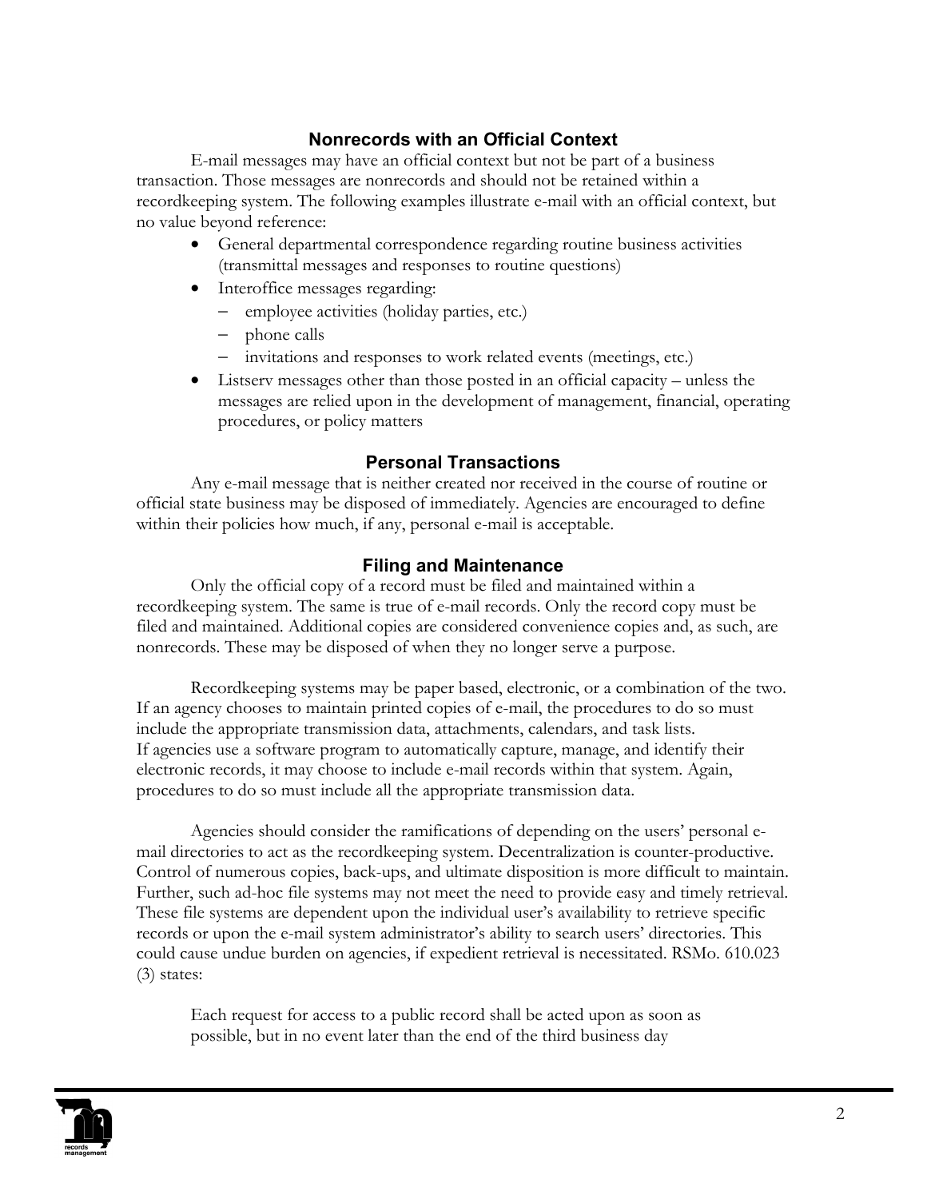### Nonrecords with an Official Context

E-mail messages may have an official context but not be part of a business transaction. Those messages are nonrecords and should not be retained within a recordkeeping system. The following examples illustrate e-mail with an official context, but no value beyond reference:

- General departmental correspondence regarding routine business activities (transmittal messages and responses to routine questions)
- Interoffice messages regarding:
  - employee activities (holiday parties, etc.)
  - phone calls
  - invitations and responses to work related events (meetings, etc.)
- Listserv messages other than those posted in an official capacity – unless the messages are relied upon in the development of management, financial, operating procedures, or policy matters

### Personal Transactions

Any e-mail message that is neither created nor received in the course of routine or official state business may be disposed of immediately. Agencies are encouraged to define within their policies how much, if any, personal e-mail is acceptable.

### Filing and Maintenance

Only the official copy of a record must be filed and maintained within a recordkeeping system. The same is true of e-mail records. Only the record copy must be filed and maintained. Additional copies are considered convenience copies and, as such, are nonrecords. These may be disposed of when they no longer serve a purpose.

Recordkeeping systems may be paper based, electronic, or a combination of the two. If an agency chooses to maintain printed copies of e-mail, the procedures to do so must include the appropriate transmission data, attachments, calendars, and task lists. If agencies use a software program to automatically capture, manage, and identify their electronic records, it may choose to include e-mail records within that system. Again, procedures to do so must include all the appropriate transmission data.

Agencies should consider the ramifications of depending on the users' personal e-mail directories to act as the recordkeeping system. Decentralization is counter-productive. Control of numerous copies, back-ups, and ultimate disposition is more difficult to maintain. Further, such ad-hoc file systems may not meet the need to provide easy and timely retrieval. These file systems are dependent upon the individual user's availability to retrieve specific records or upon the e-mail system administrator's ability to search users' directories. This could cause undue burden on agencies, if expedient retrieval is necessitated. RSMo. 610.023 (3) states:

> Each request for access to a public record shall be acted upon as soon as possible, but in no event later than the end of the third business day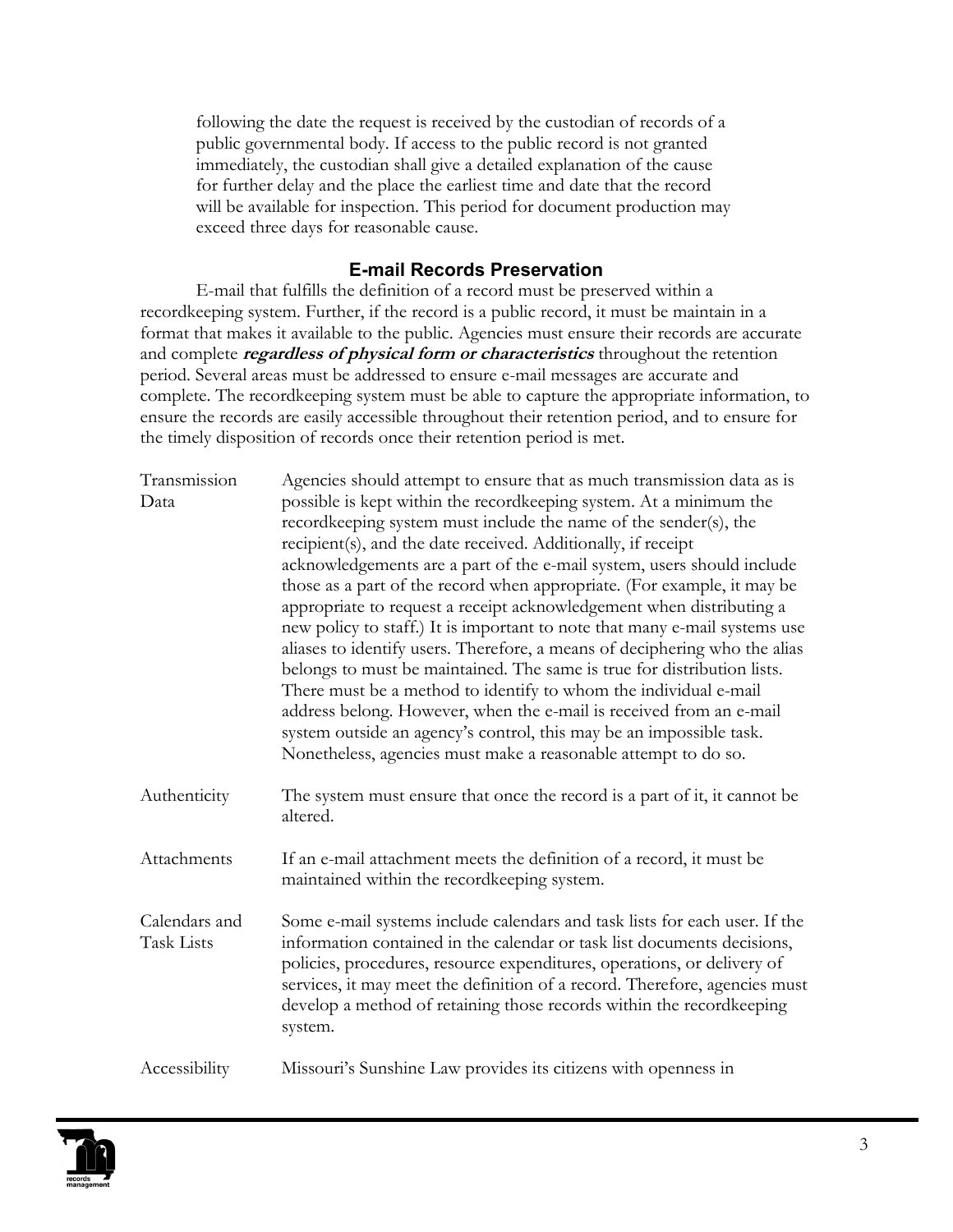following the date the request is received by the custodian of records of a public governmental body. If access to the public record is not granted immediately, the custodian shall give a detailed explanation of the cause for further delay and the place the earliest time and date that the record will be available for inspection. This period for document production may exceed three days for reasonable cause.

### E-mail Records Preservation

E-mail that fulfills the definition of a record must be preserved within a recordkeeping system. Further, if the record is a public record, it must be maintain in a format that makes it available to the public. Agencies must ensure their records are accurate and complete ***regardless of physical form or characteristics*** throughout the retention period. Several areas must be addressed to ensure e-mail messages are accurate and complete. The recordkeeping system must be able to capture the appropriate information, to ensure the records are easily accessible throughout their retention period, and to ensure for the timely disposition of records once their retention period is met.

**Transmission Data** — Agencies should attempt to ensure that as much transmission data as is possible is kept within the recordkeeping system. At a minimum the recordkeeping system must include the name of the sender(s), the recipient(s), and the date received. Additionally, if receipt acknowledgements are a part of the e-mail system, users should include those as a part of the record when appropriate. (For example, it may be appropriate to request a receipt acknowledgement when distributing a new policy to staff.) It is important to note that many e-mail systems use aliases to identify users. Therefore, a means of deciphering who the alias belongs to must be maintained. The same is true for distribution lists. There must be a method to identify to whom the individual e-mail address belong. However, when the e-mail is received from an e-mail system outside an agency's control, this may be an impossible task. Nonetheless, agencies must make a reasonable attempt to do so.

**Authenticity** — The system must ensure that once the record is a part of it, it cannot be altered.

**Attachments** — If an e-mail attachment meets the definition of a record, it must be maintained within the recordkeeping system.

**Calendars and Task Lists** — Some e-mail systems include calendars and task lists for each user. If the information contained in the calendar or task list documents decisions, policies, procedures, resource expenditures, operations, or delivery of services, it may meet the definition of a record. Therefore, agencies must develop a method of retaining those records within the recordkeeping system.

**Accessibility** — Missouri's Sunshine Law provides its citizens with openness in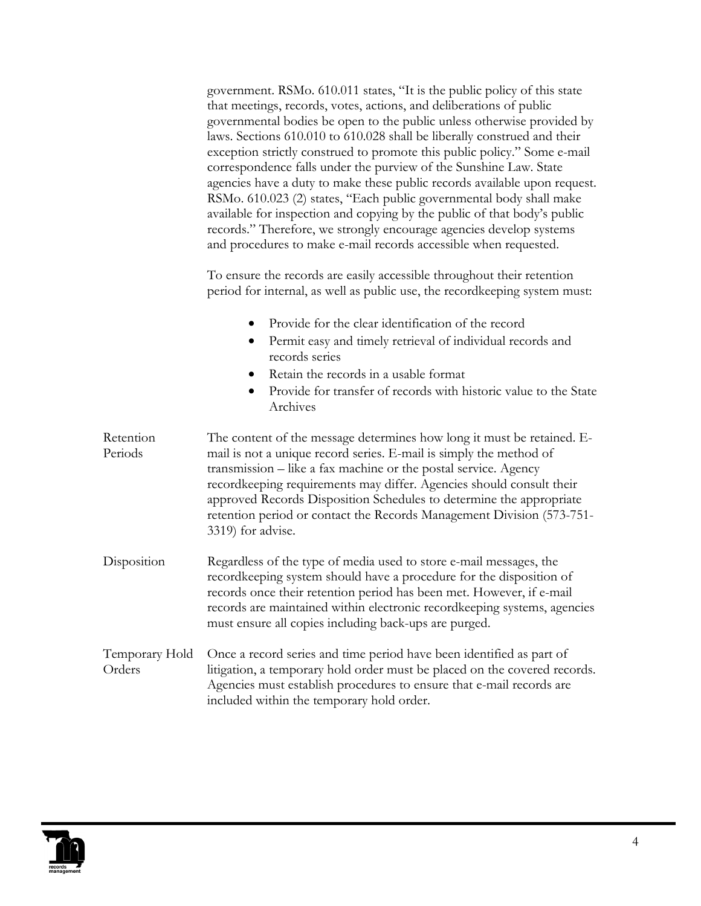government. RSMo. 610.011 states, "It is the public policy of this state that meetings, records, votes, actions, and deliberations of public governmental bodies be open to the public unless otherwise provided by laws. Sections 610.010 to 610.028 shall be liberally construed and their exception strictly construed to promote this public policy." Some e-mail correspondence falls under the purview of the Sunshine Law. State agencies have a duty to make these public records available upon request. RSMo. 610.023 (2) states, "Each public governmental body shall make available for inspection and copying by the public of that body's public records." Therefore, we strongly encourage agencies develop systems and procedures to make e-mail records accessible when requested.

To ensure the records are easily accessible throughout their retention period for internal, as well as public use, the recordkeeping system must:

- Provide for the clear identification of the record
- Permit easy and timely retrieval of individual records and records series
- Retain the records in a usable format
- Provide for transfer of records with historic value to the State Archives

**Retention Periods**

The content of the message determines how long it must be retained. E-mail is not a unique record series. E-mail is simply the method of transmission – like a fax machine or the postal service. Agency recordkeeping requirements may differ. Agencies should consult their approved Records Disposition Schedules to determine the appropriate retention period or contact the Records Management Division (573-751-3319) for advise.

**Disposition**

Regardless of the type of media used to store e-mail messages, the recordkeeping system should have a procedure for the disposition of records once their retention period has been met. However, if e-mail records are maintained within electronic recordkeeping systems, agencies must ensure all copies including back-ups are purged.

**Temporary Hold Orders**

Once a record series and time period have been identified as part of litigation, a temporary hold order must be placed on the covered records. Agencies must establish procedures to ensure that e-mail records are included within the temporary hold order.